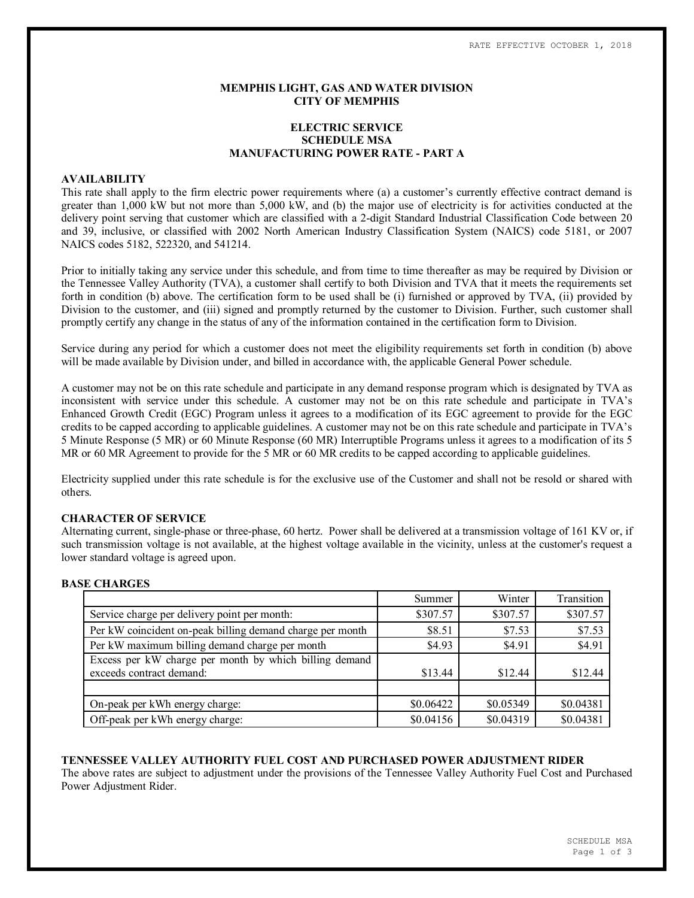RATE EFFECTIVE OCTOBER 1, 2018

**MEMPHIS LIGHT, GAS AND WATER DIVISION**
**CITY OF MEMPHIS**

# ELECTRIC SERVICE
# SCHEDULE MSA
# MANUFACTURING POWER RATE - PART A

## AVAILABILITY

This rate shall apply to the firm electric power requirements where (a) a customer's currently effective contract demand is greater than 1,000 kW but not more than 5,000 kW, and (b) the major use of electricity is for activities conducted at the delivery point serving that customer which are classified with a 2-digit Standard Industrial Classification Code between 20 and 39, inclusive, or classified with 2002 North American Industry Classification System (NAICS) code 5181, or 2007 NAICS codes 5182, 522320, and 541214.

Prior to initially taking any service under this schedule, and from time to time thereafter as may be required by Division or the Tennessee Valley Authority (TVA), a customer shall certify to both Division and TVA that it meets the requirements set forth in condition (b) above. The certification form to be used shall be (i) furnished or approved by TVA, (ii) provided by Division to the customer, and (iii) signed and promptly returned by the customer to Division. Further, such customer shall promptly certify any change in the status of any of the information contained in the certification form to Division.

Service during any period for which a customer does not meet the eligibility requirements set forth in condition (b) above will be made available by Division under, and billed in accordance with, the applicable General Power schedule.

A customer may not be on this rate schedule and participate in any demand response program which is designated by TVA as inconsistent with service under this schedule. A customer may not be on this rate schedule and participate in TVA's Enhanced Growth Credit (EGC) Program unless it agrees to a modification of its EGC agreement to provide for the EGC credits to be capped according to applicable guidelines. A customer may not be on this rate schedule and participate in TVA's 5 Minute Response (5 MR) or 60 Minute Response (60 MR) Interruptible Programs unless it agrees to a modification of its 5 MR or 60 MR Agreement to provide for the 5 MR or 60 MR credits to be capped according to applicable guidelines.

Electricity supplied under this rate schedule is for the exclusive use of the Customer and shall not be resold or shared with others.

## CHARACTER OF SERVICE

Alternating current, single-phase or three-phase, 60 hertz. Power shall be delivered at a transmission voltage of 161 KV or, if such transmission voltage is not available, at the highest voltage available in the vicinity, unless at the customer's request a lower standard voltage is agreed upon.

## BASE CHARGES

| | Summer | Winter | Transition |
|---|---|---|---|
| Service charge per delivery point per month: | $307.57 | $307.57 | $307.57 |
| Per kW coincident on-peak billing demand charge per month | $8.51 | $7.53 | $7.53 |
| Per kW maximum billing demand charge per month | $4.93 | $4.91 | $4.91 |
| Excess per kW charge per month by which billing demand exceeds contract demand: | $13.44 | $12.44 | $12.44 |
| | | | |
| On-peak per kWh energy charge: | $0.06422 | $0.05349 | $0.04381 |
| Off-peak per kWh energy charge: | $0.04156 | $0.04319 | $0.04381 |

## TENNESSEE VALLEY AUTHORITY FUEL COST AND PURCHASED POWER ADJUSTMENT RIDER

The above rates are subject to adjustment under the provisions of the Tennessee Valley Authority Fuel Cost and Purchased Power Adjustment Rider.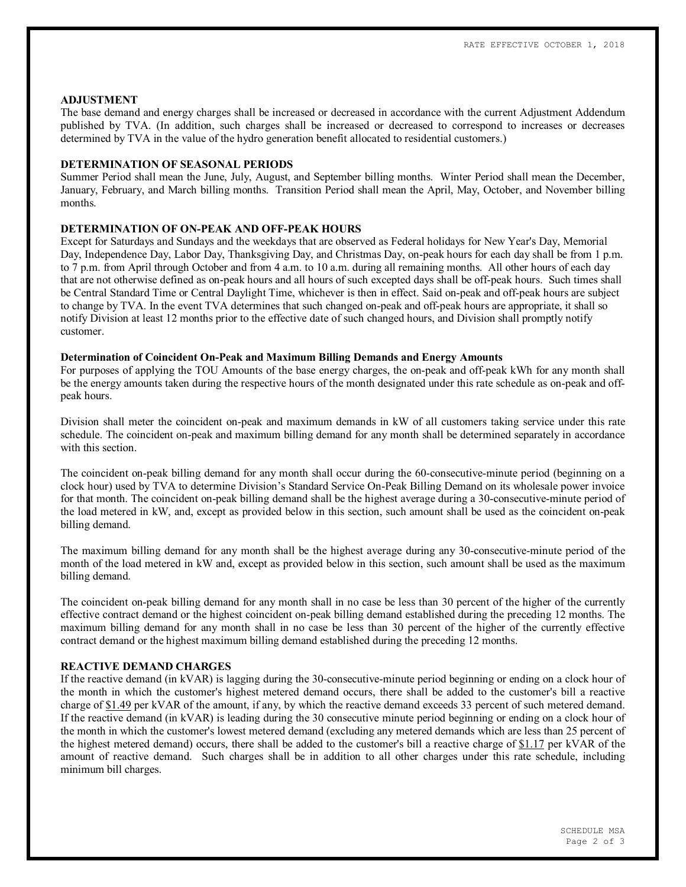## ADJUSTMENT

The base demand and energy charges shall be increased or decreased in accordance with the current Adjustment Addendum published by TVA. (In addition, such charges shall be increased or decreased to correspond to increases or decreases determined by TVA in the value of the hydro generation benefit allocated to residential customers.)

## DETERMINATION OF SEASONAL PERIODS

Summer Period shall mean the June, July, August, and September billing months. Winter Period shall mean the December, January, February, and March billing months. Transition Period shall mean the April, May, October, and November billing months.

## DETERMINATION OF ON-PEAK AND OFF-PEAK HOURS

Except for Saturdays and Sundays and the weekdays that are observed as Federal holidays for New Year's Day, Memorial Day, Independence Day, Labor Day, Thanksgiving Day, and Christmas Day, on-peak hours for each day shall be from 1 p.m. to 7 p.m. from April through October and from 4 a.m. to 10 a.m. during all remaining months. All other hours of each day that are not otherwise defined as on-peak hours and all hours of such excepted days shall be off-peak hours. Such times shall be Central Standard Time or Central Daylight Time, whichever is then in effect. Said on-peak and off-peak hours are subject to change by TVA. In the event TVA determines that such changed on-peak and off-peak hours are appropriate, it shall so notify Division at least 12 months prior to the effective date of such changed hours, and Division shall promptly notify customer.

### Determination of Coincident On-Peak and Maximum Billing Demands and Energy Amounts

For purposes of applying the TOU Amounts of the base energy charges, the on-peak and off-peak kWh for any month shall be the energy amounts taken during the respective hours of the month designated under this rate schedule as on-peak and off-peak hours.

Division shall meter the coincident on-peak and maximum demands in kW of all customers taking service under this rate schedule. The coincident on-peak and maximum billing demand for any month shall be determined separately in accordance with this section.

The coincident on-peak billing demand for any month shall occur during the 60-consecutive-minute period (beginning on a clock hour) used by TVA to determine Division's Standard Service On-Peak Billing Demand on its wholesale power invoice for that month. The coincident on-peak billing demand shall be the highest average during a 30-consecutive-minute period of the load metered in kW, and, except as provided below in this section, such amount shall be used as the coincident on-peak billing demand.

The maximum billing demand for any month shall be the highest average during any 30-consecutive-minute period of the month of the load metered in kW and, except as provided below in this section, such amount shall be used as the maximum billing demand.

The coincident on-peak billing demand for any month shall in no case be less than 30 percent of the higher of the currently effective contract demand or the highest coincident on-peak billing demand established during the preceding 12 months. The maximum billing demand for any month shall in no case be less than 30 percent of the higher of the currently effective contract demand or the highest maximum billing demand established during the preceding 12 months.

## REACTIVE DEMAND CHARGES

If the reactive demand (in kVAR) is lagging during the 30-consecutive-minute period beginning or ending on a clock hour of the month in which the customer's highest metered demand occurs, there shall be added to the customer's bill a reactive charge of $1.49 per kVAR of the amount, if any, by which the reactive demand exceeds 33 percent of such metered demand. If the reactive demand (in kVAR) is leading during the 30 consecutive minute period beginning or ending on a clock hour of the month in which the customer's lowest metered demand (excluding any metered demands which are less than 25 percent of the highest metered demand) occurs, there shall be added to the customer's bill a reactive charge of $1.17 per kVAR of the amount of reactive demand. Such charges shall be in addition to all other charges under this rate schedule, including minimum bill charges.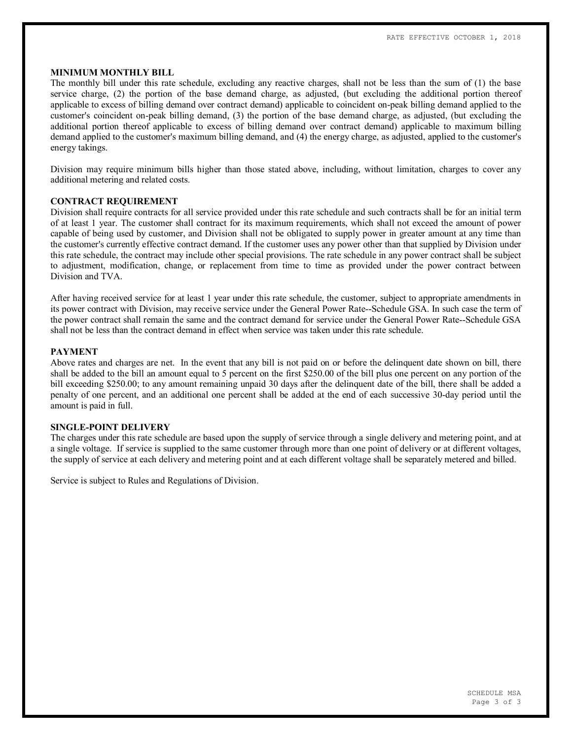**MINIMUM MONTHLY BILL**

The monthly bill under this rate schedule, excluding any reactive charges, shall not be less than the sum of (1) the base service charge, (2) the portion of the base demand charge, as adjusted, (but excluding the additional portion thereof applicable to excess of billing demand over contract demand) applicable to coincident on-peak billing demand applied to the customer's coincident on-peak billing demand, (3) the portion of the base demand charge, as adjusted, (but excluding the additional portion thereof applicable to excess of billing demand over contract demand) applicable to maximum billing demand applied to the customer's maximum billing demand, and (4) the energy charge, as adjusted, applied to the customer's energy takings.

Division may require minimum bills higher than those stated above, including, without limitation, charges to cover any additional metering and related costs.

**CONTRACT REQUIREMENT**

Division shall require contracts for all service provided under this rate schedule and such contracts shall be for an initial term of at least 1 year. The customer shall contract for its maximum requirements, which shall not exceed the amount of power capable of being used by customer, and Division shall not be obligated to supply power in greater amount at any time than the customer's currently effective contract demand. If the customer uses any power other than that supplied by Division under this rate schedule, the contract may include other special provisions. The rate schedule in any power contract shall be subject to adjustment, modification, change, or replacement from time to time as provided under the power contract between Division and TVA.

After having received service for at least 1 year under this rate schedule, the customer, subject to appropriate amendments in its power contract with Division, may receive service under the General Power Rate--Schedule GSA. In such case the term of the power contract shall remain the same and the contract demand for service under the General Power Rate--Schedule GSA shall not be less than the contract demand in effect when service was taken under this rate schedule.

**PAYMENT**

Above rates and charges are net. In the event that any bill is not paid on or before the delinquent date shown on bill, there shall be added to the bill an amount equal to 5 percent on the first $250.00 of the bill plus one percent on any portion of the bill exceeding $250.00; to any amount remaining unpaid 30 days after the delinquent date of the bill, there shall be added a penalty of one percent, and an additional one percent shall be added at the end of each successive 30-day period until the amount is paid in full.

**SINGLE-POINT DELIVERY**

The charges under this rate schedule are based upon the supply of service through a single delivery and metering point, and at a single voltage. If service is supplied to the same customer through more than one point of delivery or at different voltages, the supply of service at each delivery and metering point and at each different voltage shall be separately metered and billed.

Service is subject to Rules and Regulations of Division.